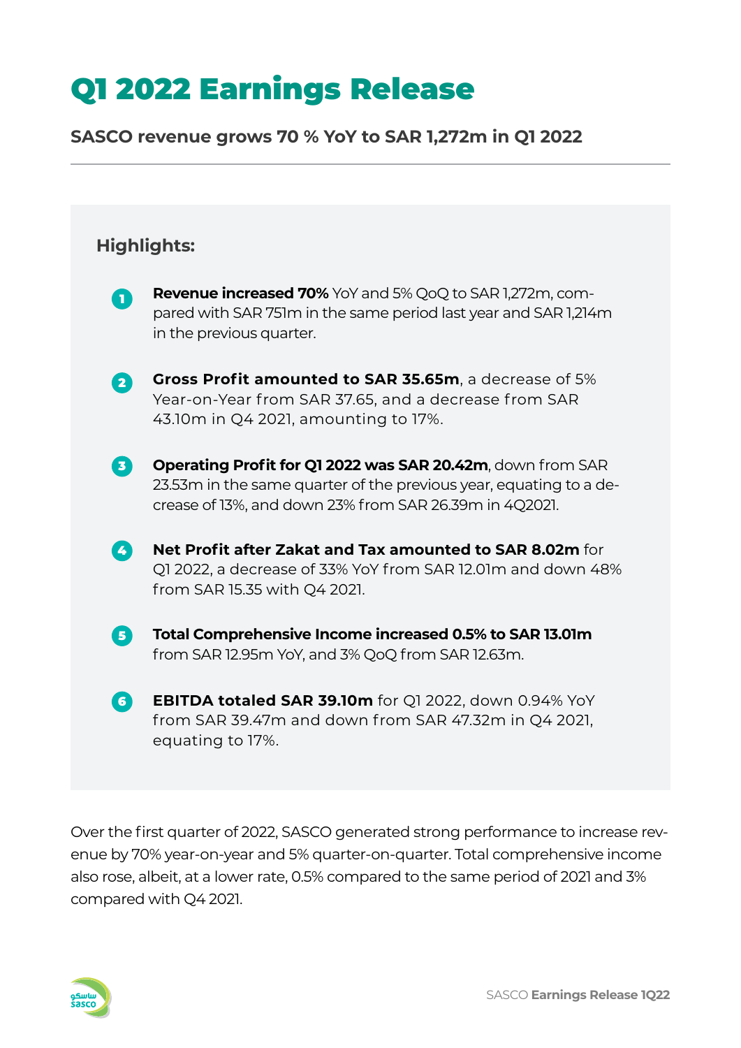# Q1 2022 Earnings Release

**SASCO revenue grows 70 % YoY to SAR 1,272m in Q1 2022**

## Highlights:

1. **Revenue increased 70%** YoY and 5% QoQ to SAR 1,272m, compared with SAR 751m in the same period last year and SAR 1,214m in the previous quarter.

2. **Gross Profit amounted to SAR 35.65m**, a decrease of 5% Year-on-Year from SAR 37.65, and a decrease from SAR 43.10m in Q4 2021, amounting to 17%.

3. **Operating Profit for Q1 2022 was SAR 20.42m**, down from SAR 23.53m in the same quarter of the previous year, equating to a decrease of 13%, and down 23% from SAR 26.39m in 4Q2021.

4. **Net Profit after Zakat and Tax amounted to SAR 8.02m** for Q1 2022, a decrease of 33% YoY from SAR 12.01m and down 48% from SAR 15.35 with Q4 2021.

5. **Total Comprehensive Income increased 0.5% to SAR 13.01m** from SAR 12.95m YoY, and 3% QoQ from SAR 12.63m.

6. **EBITDA totaled SAR 39.10m** for Q1 2022, down 0.94% YoY from SAR 39.47m and down from SAR 47.32m in Q4 2021, equating to 17%.

Over the first quarter of 2022, SASCO generated strong performance to increase revenue by 70% year-on-year and 5% quarter-on-quarter. Total comprehensive income also rose, albeit, at a lower rate, 0.5% compared to the same period of 2021 and 3% compared with Q4 2021.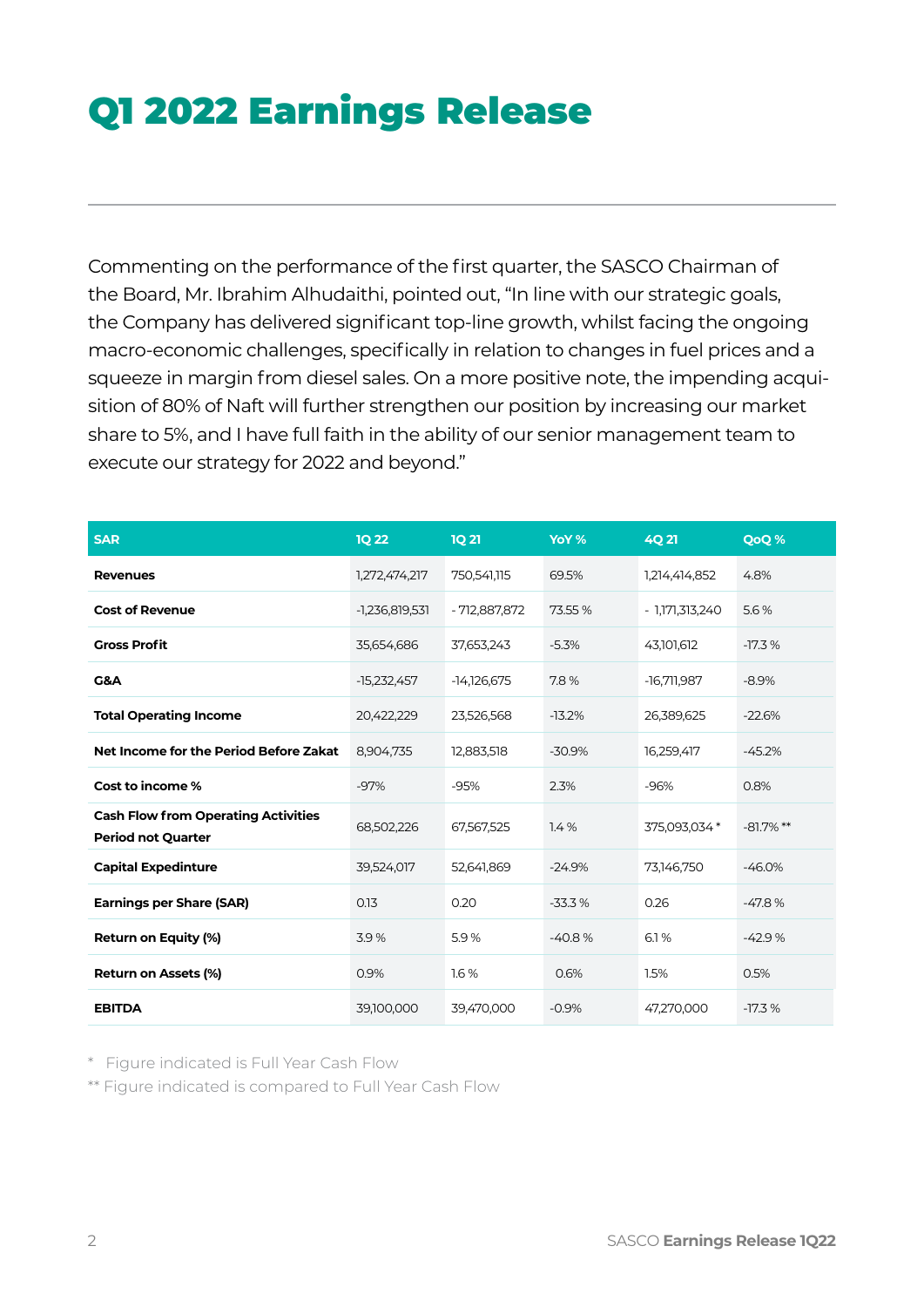# Q1 2022 Earnings Release

Commenting on the performance of the first quarter, the SASCO Chairman of the Board, Mr. Ibrahim Alhudaithi, pointed out, “In line with our strategic goals, the Company has delivered significant top-line growth, whilst facing the ongoing macro-economic challenges, specifically in relation to changes in fuel prices and a squeeze in margin from diesel sales. On a more positive note, the impending acquisition of 80% of Naft will further strengthen our position by increasing our market share to 5%, and I have full faith in the ability of our senior management team to execute our strategy for 2022 and beyond.”

| SAR | 1Q 22 | 1Q 21 | YoY % | 4Q 21 | QoQ % |
|---|---|---|---|---|---|
| **Revenues** | 1,272,474,217 | 750,541,115 | 69.5% | 1,214,414,852 | 4.8% |
| **Cost of Revenue** | -1,236,819,531 | - 712,887,872 | 73.55 % | - 1,171,313,240 | 5.6 % |
| **Gross Profit** | 35,654,686 | 37,653,243 | -5.3% | 43,101,612 | -17.3 % |
| **G&A** | -15,232,457 | -14,126,675 | 7.8 % | -16,711,987 | -8.9% |
| **Total Operating Income** | 20,422,229 | 23,526,568 | -13.2% | 26,389,625 | -22.6% |
| **Net Income for the Period Before Zakat** | 8,904,735 | 12,883,518 | -30.9% | 16,259,417 | -45.2% |
| **Cost to income %** | -97% | -95% | 2.3% | -96% | 0.8% |
| **Cash Flow from Operating Activities Period not Quarter** | 68,502,226 | 67,567,525 | 1.4 % | 375,093,034 * | -81.7% ** |
| **Capital Expedinture** | 39,524,017 | 52,641,869 | -24.9% | 73,146,750 | -46.0% |
| **Earnings per Share (SAR)** | 0.13 | 0.20 | -33.3 % | 0.26 | -47.8 % |
| **Return on Equity (%)** | 3.9 % | 5.9 % | -40.8 % | 6.1 % | -42.9 % |
| **Return on Assets (%)** | 0.9% | 1.6 % | 0.6% | 1.5% | 0.5% |
| **EBITDA** | 39,100,000 | 39,470,000 | -0.9% | 47,270,000 | -17.3 % |

* Figure indicated is Full Year Cash Flow

** Figure indicated is compared to Full Year Cash Flow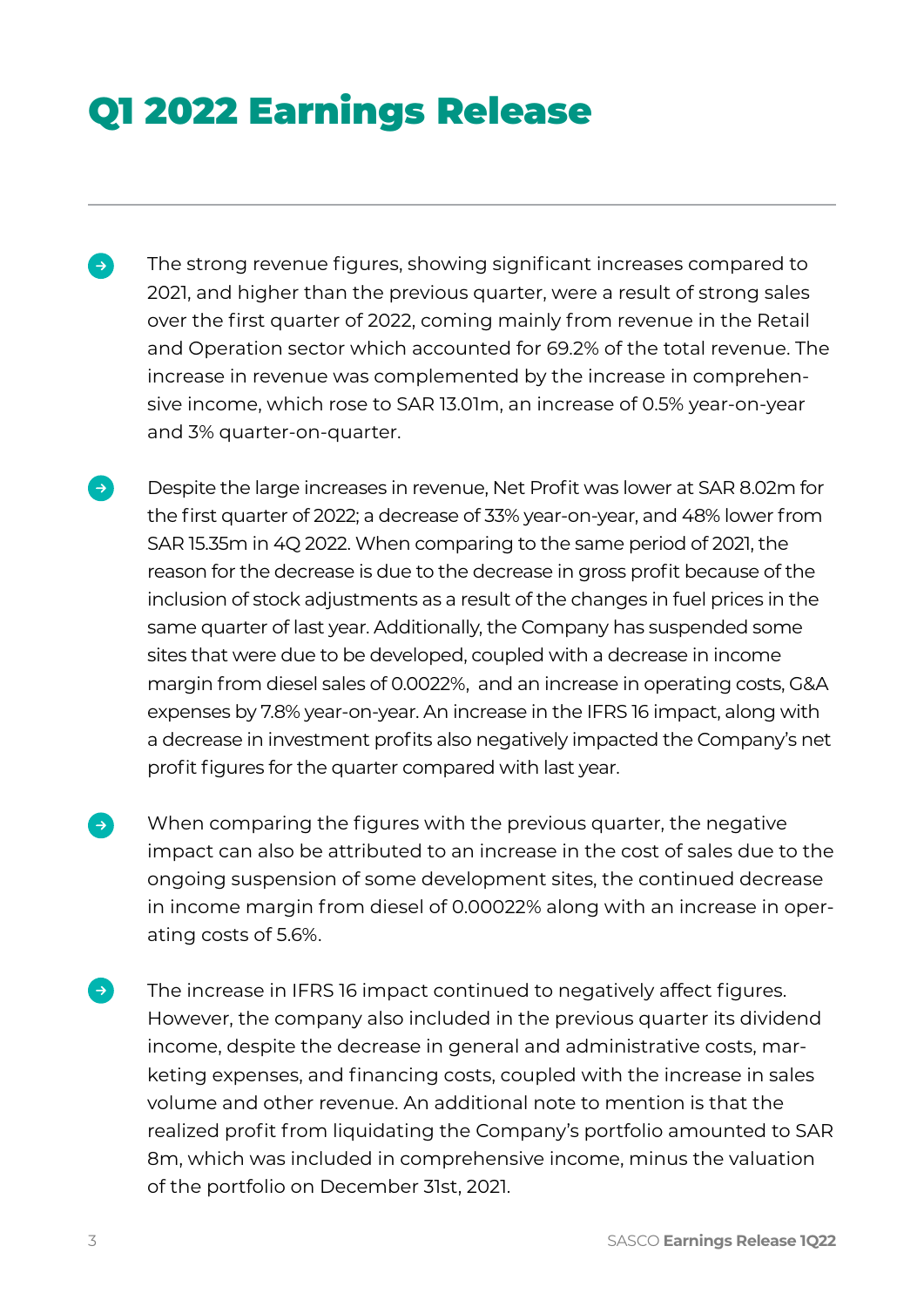# Q1 2022 Earnings Release

- The strong revenue figures, showing significant increases compared to 2021, and higher than the previous quarter, were a result of strong sales over the first quarter of 2022, coming mainly from revenue in the Retail and Operation sector which accounted for 69.2% of the total revenue. The increase in revenue was complemented by the increase in comprehensive income, which rose to SAR 13.01m, an increase of 0.5% year-on-year and 3% quarter-on-quarter.

- Despite the large increases in revenue, Net Profit was lower at SAR 8.02m for the first quarter of 2022; a decrease of 33% year-on-year, and 48% lower from SAR 15.35m in 4Q 2022. When comparing to the same period of 2021, the reason for the decrease is due to the decrease in gross profit because of the inclusion of stock adjustments as a result of the changes in fuel prices in the same quarter of last year. Additionally, the Company has suspended some sites that were due to be developed, coupled with a decrease in income margin from diesel sales of 0.0022%, and an increase in operating costs, G&A expenses by 7.8% year-on-year. An increase in the IFRS 16 impact, along with a decrease in investment profits also negatively impacted the Company's net profit figures for the quarter compared with last year.

- When comparing the figures with the previous quarter, the negative impact can also be attributed to an increase in the cost of sales due to the ongoing suspension of some development sites, the continued decrease in income margin from diesel of 0.00022% along with an increase in operating costs of 5.6%.

- The increase in IFRS 16 impact continued to negatively affect figures. However, the company also included in the previous quarter its dividend income, despite the decrease in general and administrative costs, marketing expenses, and financing costs, coupled with the increase in sales volume and other revenue. An additional note to mention is that the realized profit from liquidating the Company's portfolio amounted to SAR 8m, which was included in comprehensive income, minus the valuation of the portfolio on December 31st, 2021.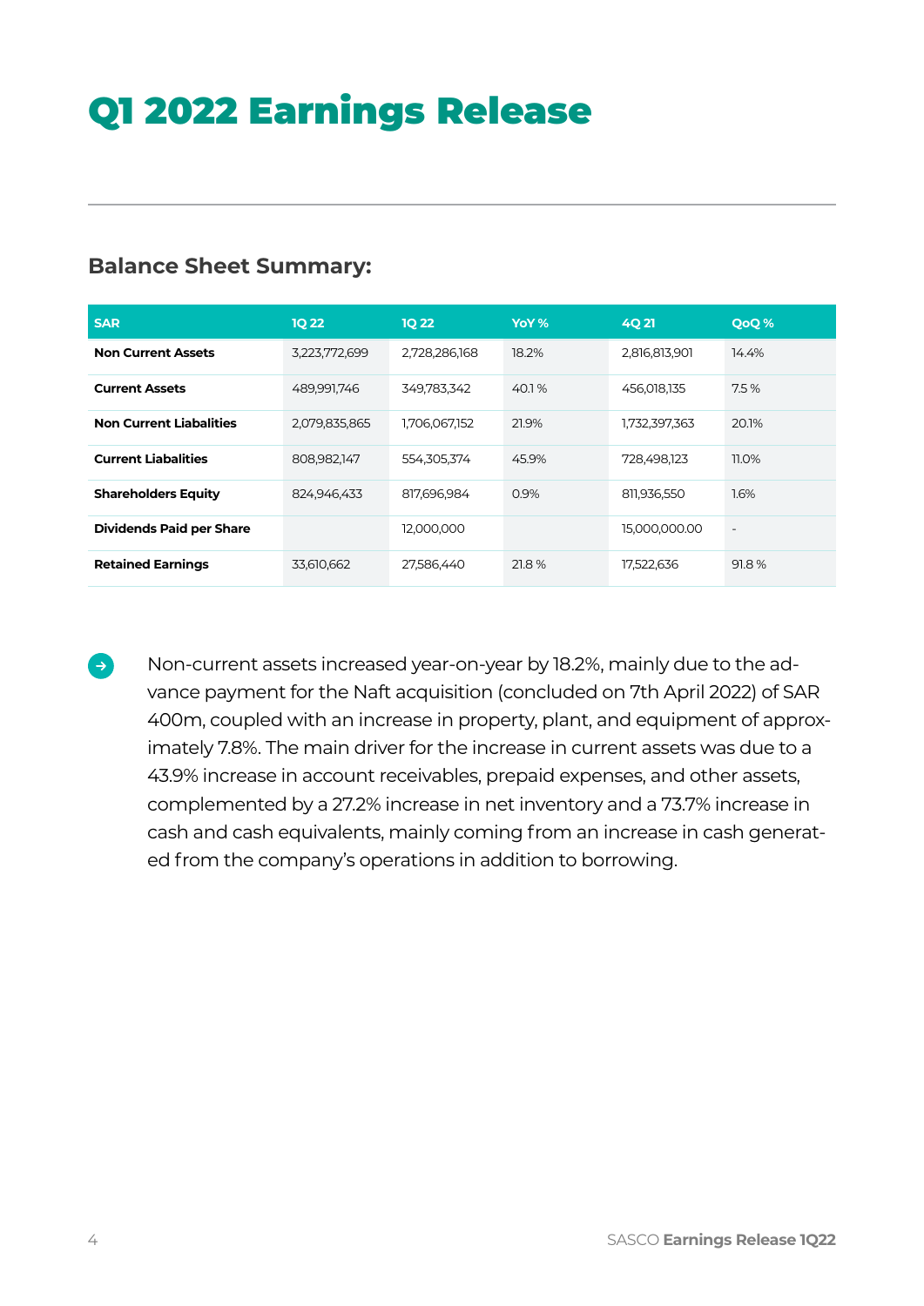# Q1 2022 Earnings Release

## Balance Sheet Summary:

| SAR | 1Q 22 | 1Q 22 | YoY % | 4Q 21 | QoQ % |
|---|---|---|---|---|---|
| **Non Current Assets** | 3,223,772,699 | 2,728,286,168 | 18.2% | 2,816,813,901 | 14.4% |
| **Current Assets** | 489,991,746 | 349,783,342 | 40.1 % | 456,018,135 | 7.5 % |
| **Non Current Liabalities** | 2,079,835,865 | 1,706,067,152 | 21.9% | 1,732,397,363 | 20.1% |
| **Current Liabalities** | 808,982,147 | 554,305,374 | 45.9% | 728,498,123 | 11.0% |
| **Shareholders Equity** | 824,946,433 | 817,696,984 | 0.9% | 811,936,550 | 1.6% |
| **Dividends Paid per Share** | | 12,000,000 | | 15,000,000.00 | - |
| **Retained Earnings** | 33,610,662 | 27,586,440 | 21.8 % | 17,522,636 | 91.8 % |

- Non-current assets increased year-on-year by 18.2%, mainly due to the advance payment for the Naft acquisition (concluded on 7th April 2022) of SAR 400m, coupled with an increase in property, plant, and equipment of approximately 7.8%. The main driver for the increase in current assets was due to a 43.9% increase in account receivables, prepaid expenses, and other assets, complemented by a 27.2% increase in net inventory and a 73.7% increase in cash and cash equivalents, mainly coming from an increase in cash generated from the company's operations in addition to borrowing.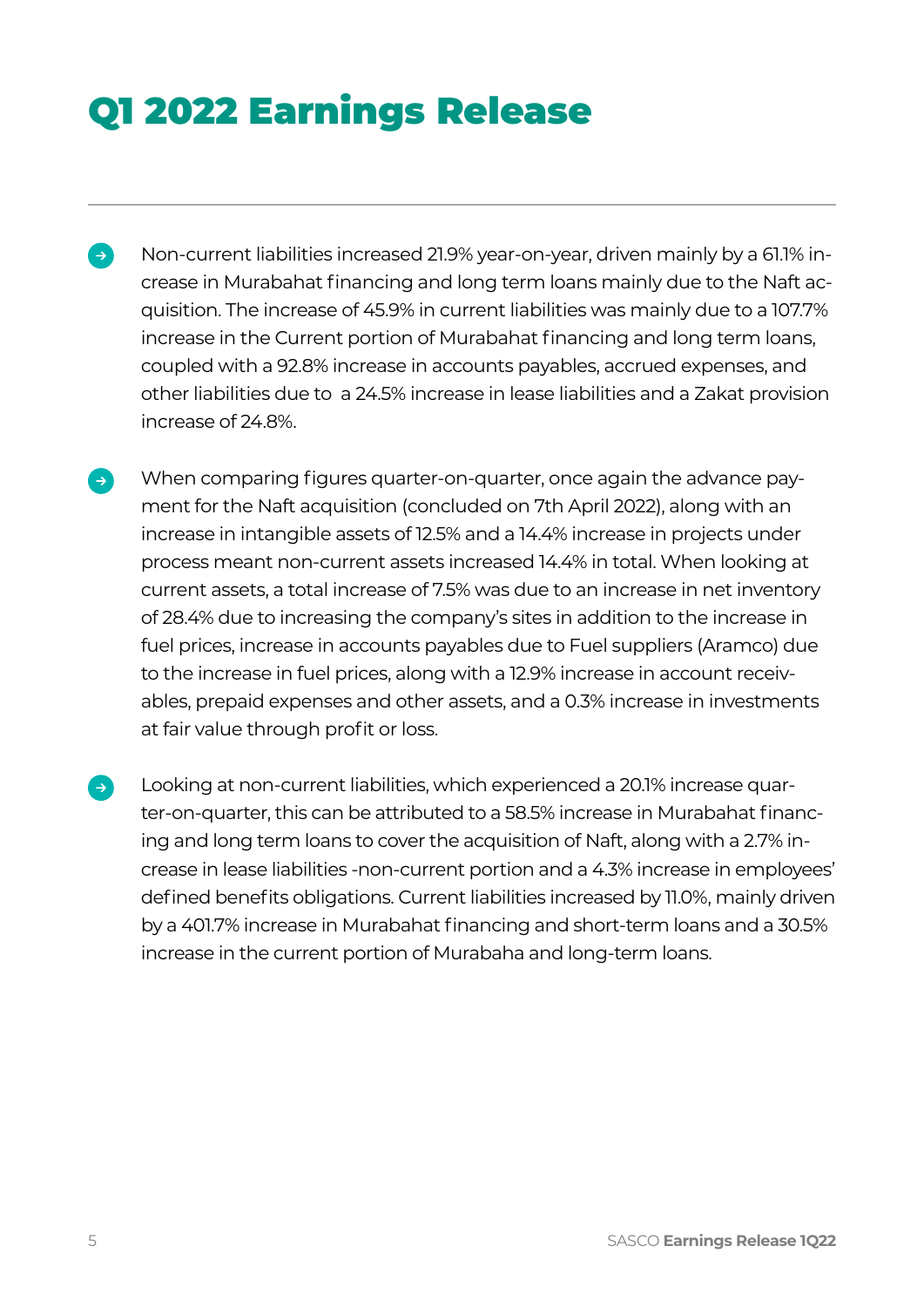# Q1 2022 Earnings Release

- Non-current liabilities increased 21.9% year-on-year, driven mainly by a 61.1% increase in Murabahat financing and long term loans mainly due to the Naft acquisition. The increase of 45.9% in current liabilities was mainly due to a 107.7% increase in the Current portion of Murabahat financing and long term loans, coupled with a 92.8% increase in accounts payables, accrued expenses, and other liabilities due to  a 24.5% increase in lease liabilities and a Zakat provision increase of 24.8%.

- When comparing figures quarter-on-quarter, once again the advance payment for the Naft acquisition (concluded on 7th April 2022), along with an increase in intangible assets of 12.5% and a 14.4% increase in projects under process meant non-current assets increased 14.4% in total. When looking at current assets, a total increase of 7.5% was due to an increase in net inventory of 28.4% due to increasing the company's sites in addition to the increase in fuel prices, increase in accounts payables due to Fuel suppliers (Aramco) due to the increase in fuel prices, along with a 12.9% increase in account receivables, prepaid expenses and other assets, and a 0.3% increase in investments at fair value through profit or loss.

- Looking at non-current liabilities, which experienced a 20.1% increase quarter-on-quarter, this can be attributed to a 58.5% increase in Murabahat financing and long term loans to cover the acquisition of Naft, along with a 2.7% increase in lease liabilities -non-current portion and a 4.3% increase in employees' defined benefits obligations. Current liabilities increased by 11.0%, mainly driven by a 401.7% increase in Murabahat financing and short-term loans and a 30.5% increase in the current portion of Murabaha and long-term loans.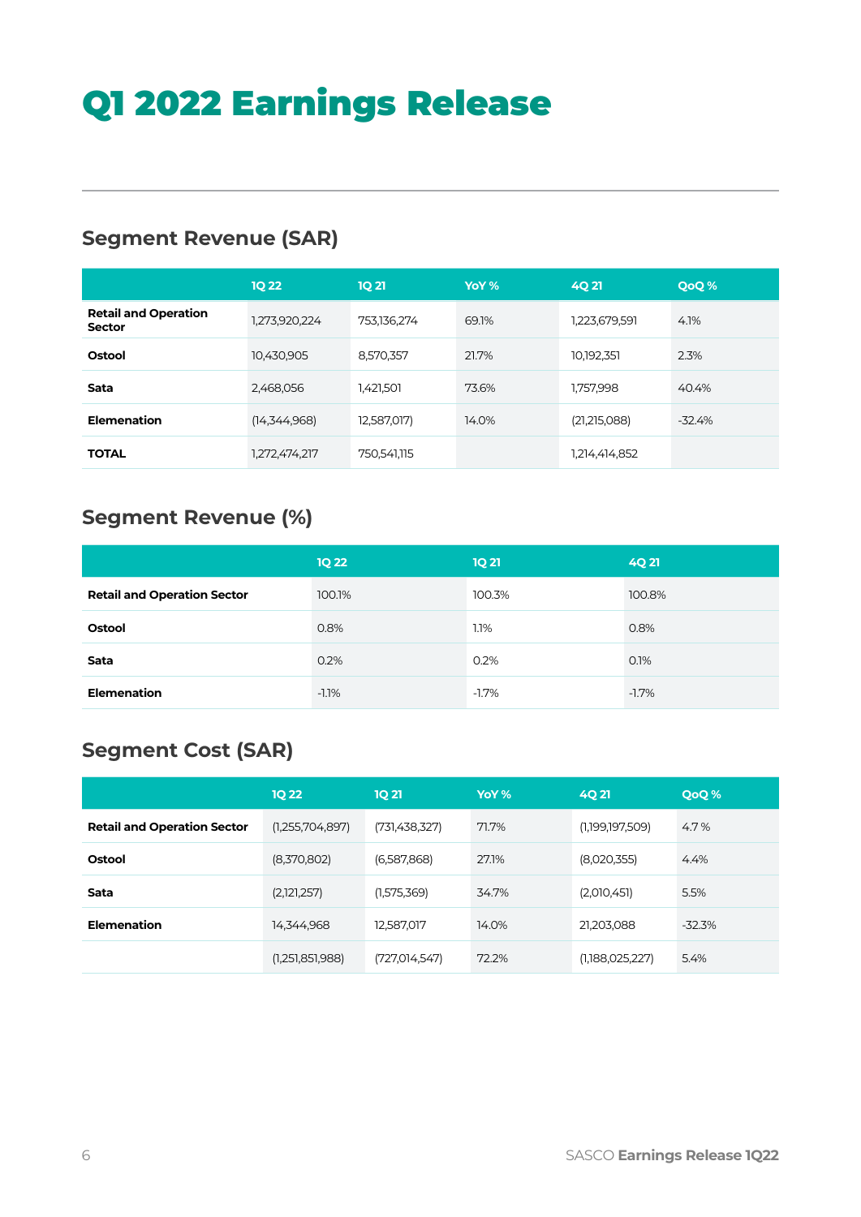# Q1 2022 Earnings Release

## Segment Revenue (SAR)

| | 1Q 22 | 1Q 21 | YoY % | 4Q 21 | QoQ % |
|---|---|---|---|---|---|
| **Retail and Operation Sector** | 1,273,920,224 | 753,136,274 | 69.1% | 1,223,679,591 | 4.1% |
| **Ostool** | 10,430,905 | 8,570,357 | 21.7% | 10,192,351 | 2.3% |
| **Sata** | 2,468,056 | 1,421,501 | 73.6% | 1,757,998 | 40.4% |
| **Elemenation** | (14,344,968) | 12,587,017) | 14.0% | (21,215,088) | -32.4% |
| **TOTAL** | 1,272,474,217 | 750,541,115 | | 1,214,414,852 | |

## Segment Revenue (%)

| | 1Q 22 | 1Q 21 | 4Q 21 |
|---|---|---|---|
| **Retail and Operation Sector** | 100.1% | 100.3% | 100.8% |
| **Ostool** | 0.8% | 1.1% | 0.8% |
| **Sata** | 0.2% | 0.2% | 0.1% |
| **Elemenation** | -1.1% | -1.7% | -1.7% |

## Segment Cost (SAR)

| | 1Q 22 | 1Q 21 | YoY % | 4Q 21 | QoQ % |
|---|---|---|---|---|---|
| **Retail and Operation Sector** | (1,255,704,897) | (731,438,327) | 71.7% | (1,199,197,509) | 4.7 % |
| **Ostool** | (8,370,802) | (6,587,868) | 27.1% | (8,020,355) | 4.4% |
| **Sata** | (2,121,257) | (1,575,369) | 34.7% | (2,010,451) | 5.5% |
| **Elemenation** | 14,344,968 | 12,587,017 | 14.0% | 21,203,088 | -32.3% |
| | (1,251,851,988) | (727,014,547) | 72.2% | (1,188,025,227) | 5.4% |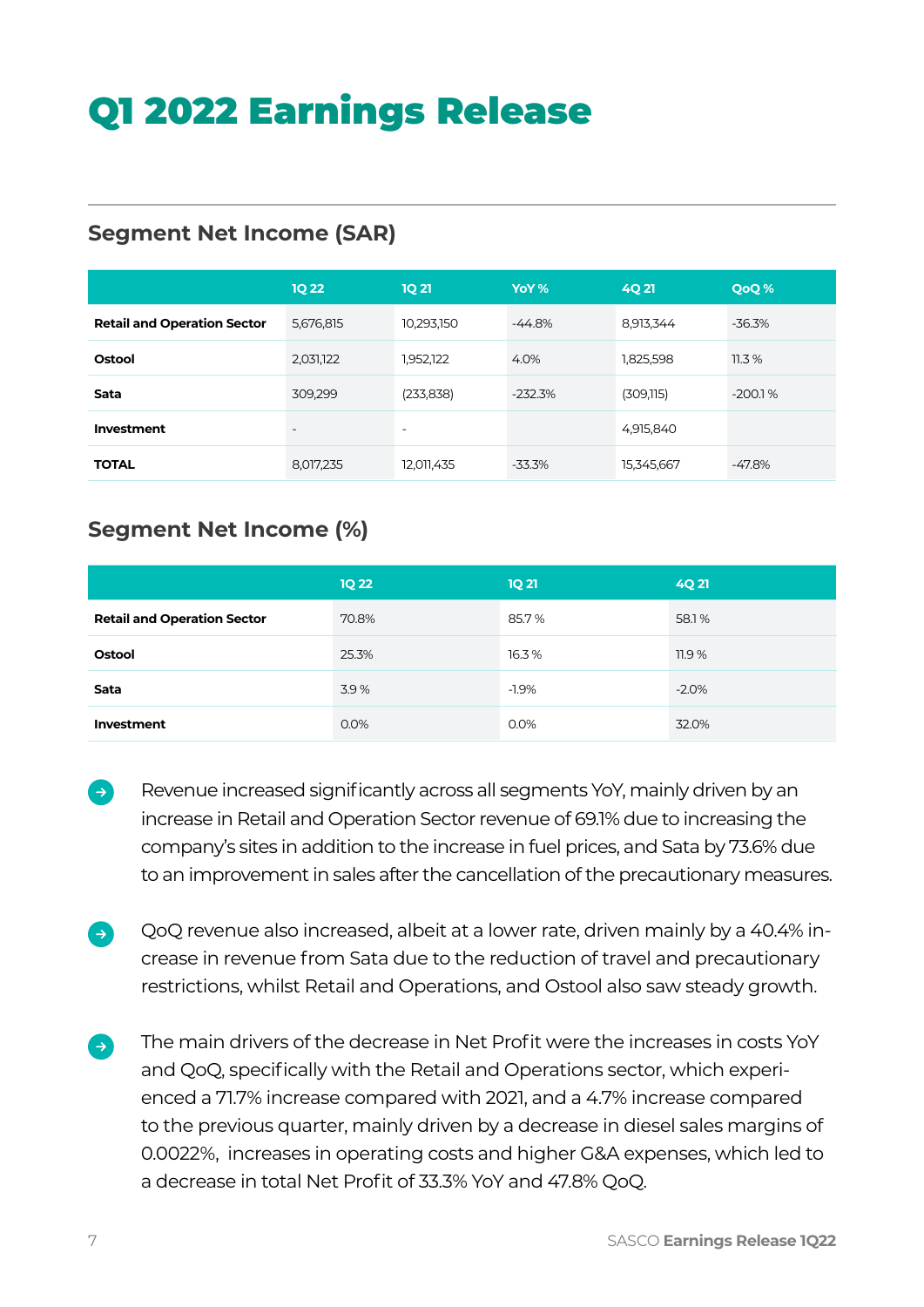# Q1 2022 Earnings Release

## Segment Net Income (SAR)

| | 1Q 22 | 1Q 21 | YoY % | 4Q 21 | QoQ % |
|---|---|---|---|---|---|
| **Retail and Operation Sector** | 5,676,815 | 10,293,150 | -44.8% | 8,913,344 | -36.3% |
| **Ostool** | 2,031,122 | 1,952,122 | 4.0% | 1,825,598 | 11.3 % |
| **Sata** | 309,299 | (233,838) | -232.3% | (309,115) | -200.1 % |
| **Investment** | - | - | | 4,915,840 | |
| **TOTAL** | 8,017,235 | 12,011,435 | -33.3% | 15,345,667 | -47.8% |

## Segment Net Income (%)

| | 1Q 22 | 1Q 21 | 4Q 21 |
|---|---|---|---|
| **Retail and Operation Sector** | 70.8% | 85.7 % | 58.1 % |
| **Ostool** | 25.3% | 16.3 % | 11.9 % |
| **Sata** | 3.9 % | -1.9% | -2.0% |
| **Investment** | 0.0% | 0.0% | 32.0% |

- Revenue increased significantly across all segments YoY, mainly driven by an increase in Retail and Operation Sector revenue of 69.1% due to increasing the company's sites in addition to the increase in fuel prices, and Sata by 73.6% due to an improvement in sales after the cancellation of the precautionary measures.

- QoQ revenue also increased, albeit at a lower rate, driven mainly by a 40.4% increase in revenue from Sata due to the reduction of travel and precautionary restrictions, whilst Retail and Operations, and Ostool also saw steady growth.

- The main drivers of the decrease in Net Profit were the increases in costs YoY and QoQ, specifically with the Retail and Operations sector, which experienced a 71.7% increase compared with 2021, and a 4.7% increase compared to the previous quarter, mainly driven by a decrease in diesel sales margins of 0.0022%, increases in operating costs and higher G&A expenses, which led to a decrease in total Net Profit of 33.3% YoY and 47.8% QoQ.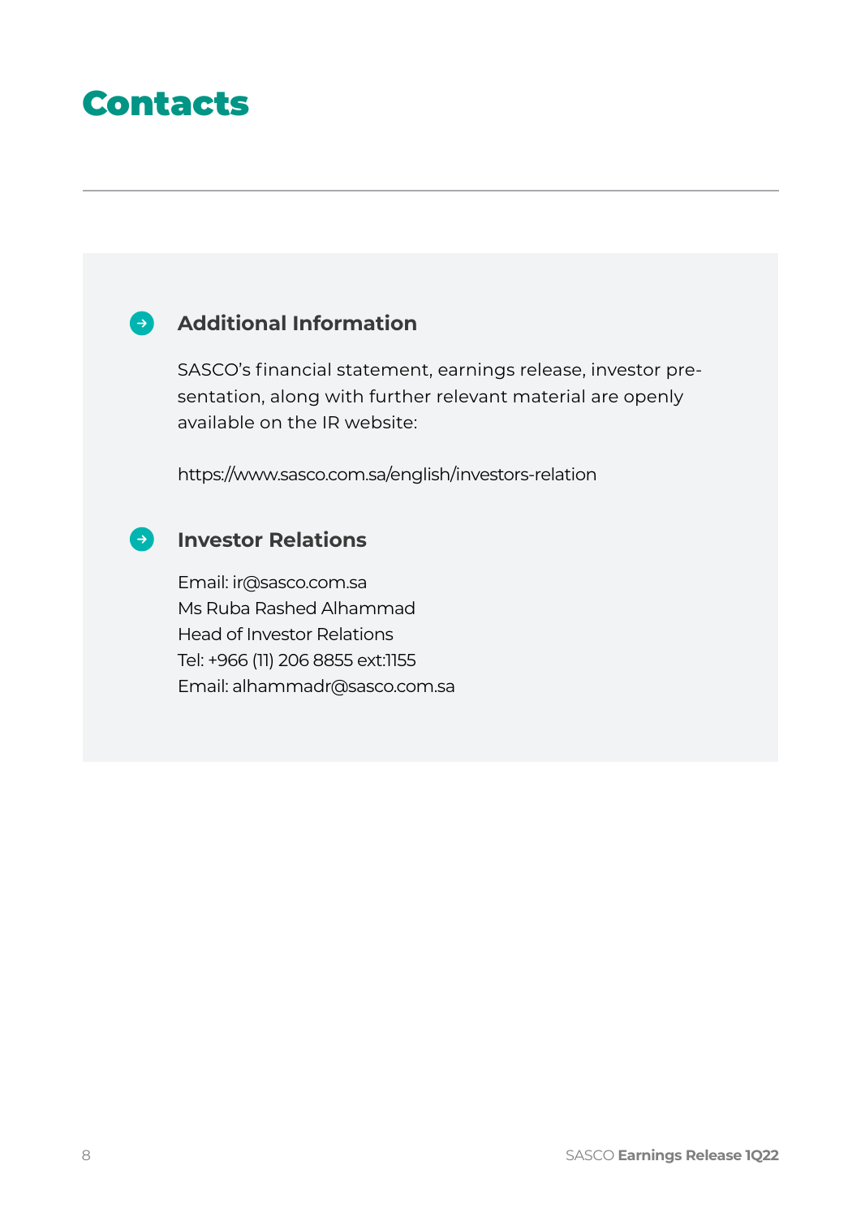# Contacts

## Additional Information

SASCO's financial statement, earnings release, investor presentation, along with further relevant material are openly available on the IR website:

https://www.sasco.com.sa/english/investors-relation

## Investor Relations

Email: ir@sasco.com.sa
Ms Ruba Rashed Alhammad
Head of Investor Relations
Tel: +966 (11) 206 8855 ext:1155
Email: alhammadr@sasco.com.sa